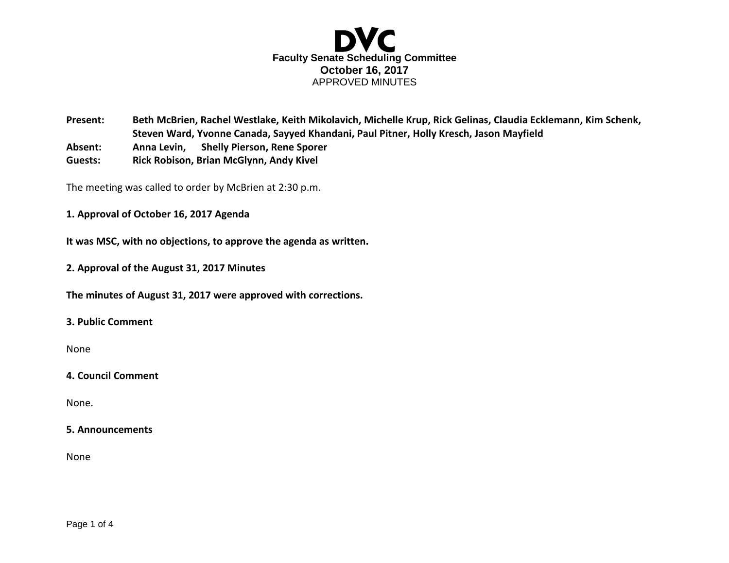# DVC

## Faculty Senate Scheduling Committee

**October 16, 2017**

APPROVED MINUTES

**Present:** **Beth McBrien, Rachel Westlake, Keith Mikolavich, Michelle Krup, Rick Gelinas, Claudia Ecklemann, Kim Schenk, Steven Ward, Yvonne Canada, Sayyed Khandani, Paul Pitner, Holly Kresch, Jason Mayfield**

**Absent:** **Anna Levin, Shelly Pierson, Rene Sporer**

**Guests:** **Rick Robison, Brian McGlynn, Andy Kivel**

The meeting was called to order by McBrien at 2:30 p.m.

**1. Approval of October 16, 2017 Agenda**

**It was MSC, with no objections, to approve the agenda as written.**

**2. Approval of the August 31, 2017 Minutes**

**The minutes of August 31, 2017 were approved with corrections.**

**3. Public Comment**

None

**4. Council Comment**

None.

**5. Announcements**

None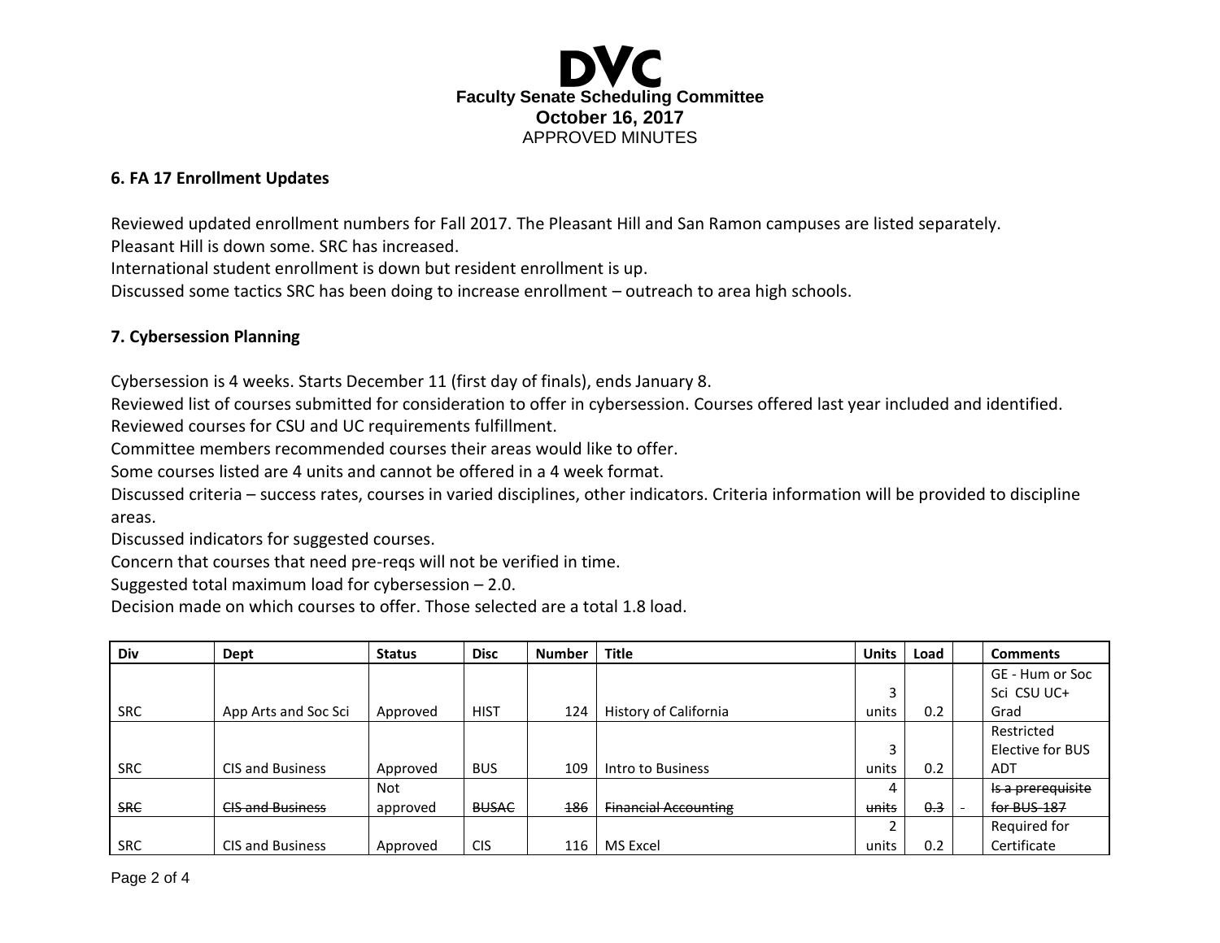# DVC

**Faculty Senate Scheduling Committee**
**October 16, 2017**
APPROVED MINUTES

**6. FA 17 Enrollment Updates**

Reviewed updated enrollment numbers for Fall 2017. The Pleasant Hill and San Ramon campuses are listed separately.
Pleasant Hill is down some. SRC has increased.
International student enrollment is down but resident enrollment is up.
Discussed some tactics SRC has been doing to increase enrollment – outreach to area high schools.

**7. Cybersession Planning**

Cybersession is 4 weeks. Starts December 11 (first day of finals), ends January 8.
Reviewed list of courses submitted for consideration to offer in cybersession. Courses offered last year included and identified.
Reviewed courses for CSU and UC requirements fulfillment.
Committee members recommended courses their areas would like to offer.
Some courses listed are 4 units and cannot be offered in a 4 week format.
Discussed criteria – success rates, courses in varied disciplines, other indicators. Criteria information will be provided to discipline areas.
Discussed indicators for suggested courses.
Concern that courses that need pre-reqs will not be verified in time.
Suggested total maximum load for cybersession – 2.0.
Decision made on which courses to offer. Those selected are a total 1.8 load.

| Div | Dept | Status | Disc | Number | Title | Units | Load | | Comments |
|---|---|---|---|---|---|---|---|---|---|
| SRC | App Arts and Soc Sci | Approved | HIST | 124 | History of California | 3 units | 0.2 | | GE - Hum or Soc Sci CSU UC+ Grad |
| SRC | CIS and Business | Approved | BUS | 109 | Intro to Business | 3 units | 0.2 | | Restricted Elective for BUS ADT |
| ~~SRC~~ | ~~CIS and Business~~ | Not approved | ~~BUSAC~~ | ~~186~~ | ~~Financial Accounting~~ | 4 ~~units~~ | ~~0.3~~ | - | ~~Is a prerequisite for BUS 187~~ |
| SRC | CIS and Business | Approved | CIS | 116 | MS Excel | 2 units | 0.2 | | Required for Certificate |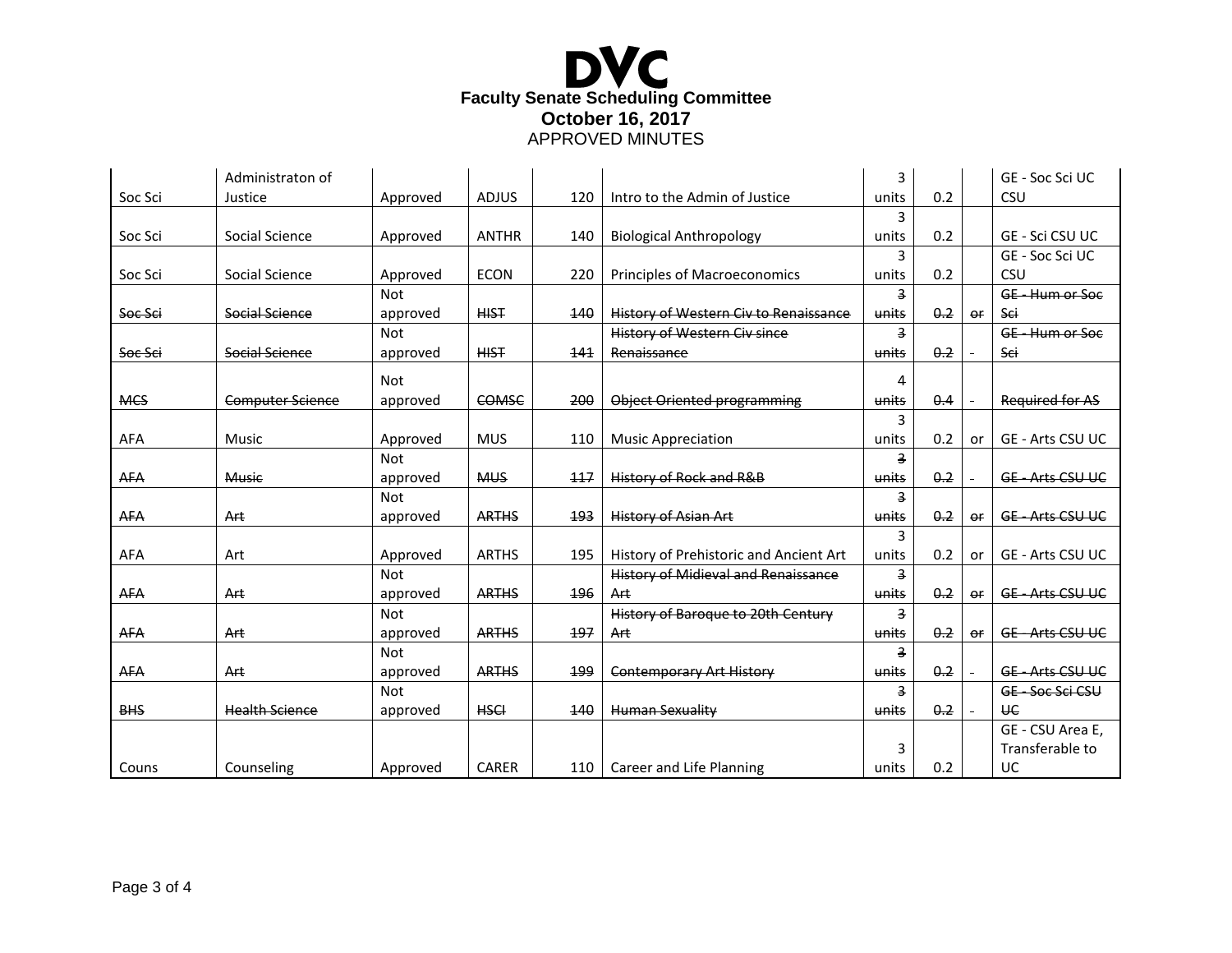# DVC

**Faculty Senate Scheduling Committee**
**October 16, 2017**
APPROVED MINUTES

| | | | | | | | | | |
|---|---|---|---|---|---|---|---|---|---|
| Soc Sci | Administraton of Justice | Approved | ADJUS | 120 | Intro to the Admin of Justice | 3 units | 0.2 | | GE - Soc Sci UC CSU |
| Soc Sci | Social Science | Approved | ANTHR | 140 | Biological Anthropology | 3 units | 0.2 | | GE - Sci CSU UC |
| Soc Sci | Social Science | Approved | ECON | 220 | Principles of Macroeconomics | 3 units | 0.2 | | GE - Soc Sci UC CSU |
| ~~Soc Sci~~ | ~~Social Science~~ | Not approved | ~~HIST~~ | ~~140~~ | ~~History of Western Civ to Renaissance~~ | ~~3 units~~ | ~~0.2~~ | ~~or~~ | ~~GE - Hum or Soc Sci~~ |
| ~~Soc Sci~~ | ~~Social Science~~ | Not approved | ~~HIST~~ | ~~141~~ | ~~History of Western Civ since Renaissance~~ | ~~3 units~~ | ~~0.2~~ | - | ~~GE - Hum or Soc Sci~~ |
| ~~MCS~~ | ~~Computer Science~~ | Not approved | ~~COMSC~~ | ~~200~~ | ~~Object Oriented programming~~ | ~~4 units~~ | ~~0.4~~ | - | ~~Required for AS~~ |
| AFA | Music | Approved | MUS | 110 | Music Appreciation | 3 units | 0.2 | or | GE - Arts CSU UC |
| ~~AFA~~ | ~~Music~~ | Not approved | ~~MUS~~ | ~~117~~ | ~~History of Rock and R&B~~ | ~~3 units~~ | ~~0.2~~ | - | ~~GE - Arts CSU UC~~ |
| ~~AFA~~ | ~~Art~~ | Not approved | ~~ARTHS~~ | ~~193~~ | ~~History of Asian Art~~ | ~~3 units~~ | ~~0.2~~ | ~~or~~ | ~~GE - Arts CSU UC~~ |
| AFA | Art | Approved | ARTHS | 195 | History of Prehistoric and Ancient Art | 3 units | 0.2 | or | GE - Arts CSU UC |
| ~~AFA~~ | ~~Art~~ | Not approved | ~~ARTHS~~ | ~~196~~ | ~~History of Midieval and Renaissance Art~~ | ~~3 units~~ | ~~0.2~~ | ~~or~~ | ~~GE - Arts CSU UC~~ |
| ~~AFA~~ | ~~Art~~ | Not approved | ~~ARTHS~~ | ~~197~~ | ~~History of Baroque to 20th Century Art~~ | ~~3 units~~ | ~~0.2~~ | ~~or~~ | ~~GE - Arts CSU UC~~ |
| ~~AFA~~ | ~~Art~~ | Not approved | ~~ARTHS~~ | ~~199~~ | ~~Contemporary Art History~~ | ~~3 units~~ | ~~0.2~~ | - | ~~GE - Arts CSU UC~~ |
| ~~BHS~~ | ~~Health Science~~ | Not approved | ~~HSCI~~ | ~~140~~ | ~~Human Sexuality~~ | ~~3 units~~ | ~~0.2~~ | - | ~~GE - Soc Sci CSU UC~~ |
| Couns | Counseling | Approved | CARER | 110 | Career and Life Planning | 3 units | 0.2 | | GE - CSU Area E, Transferable to UC |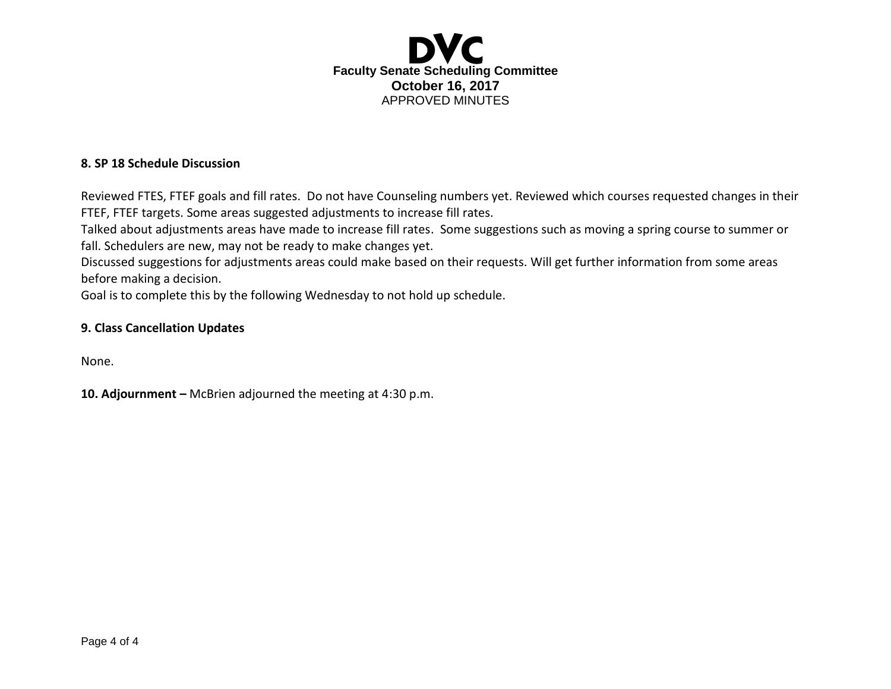**8. SP 18 Schedule Discussion**

Reviewed FTES, FTEF goals and fill rates.  Do not have Counseling numbers yet. Reviewed which courses requested changes in their FTEF, FTEF targets. Some areas suggested adjustments to increase fill rates.
Talked about adjustments areas have made to increase fill rates.  Some suggestions such as moving a spring course to summer or fall. Schedulers are new, may not be ready to make changes yet.
Discussed suggestions for adjustments areas could make based on their requests. Will get further information from some areas before making a decision.
Goal is to complete this by the following Wednesday to not hold up schedule.

**9. Class Cancellation Updates**

None.

**10. Adjournment –** McBrien adjourned the meeting at 4:30 p.m.